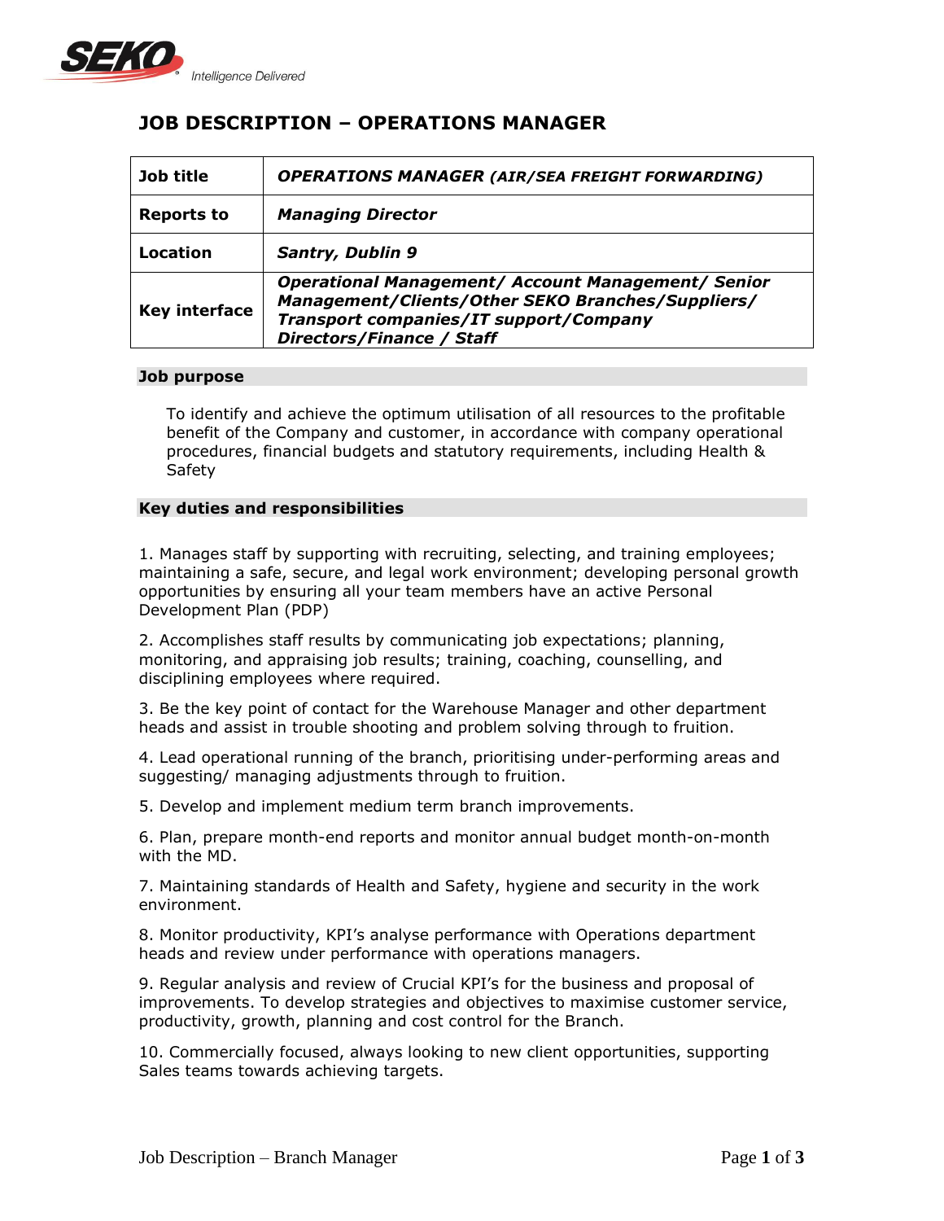# JOB DESCRIPTION – OPERATIONS MANAGER

| Job title | ***OPERATIONS MANAGER (AIR/SEA FREIGHT FORWARDING)*** |
| --- | --- |
| **Reports to** | ***Managing Director*** |
| **Location** | ***Santry, Dublin 9*** |
| **Key interface** | ***Operational Management/ Account Management/ Senior Management/Clients/Other SEKO Branches/Suppliers/ Transport companies/IT support/Company Directors/Finance / Staff*** |

## Job purpose

To identify and achieve the optimum utilisation of all resources to the profitable benefit of the Company and customer, in accordance with company operational procedures, financial budgets and statutory requirements, including Health & Safety

## Key duties and responsibilities

1. Manages staff by supporting with recruiting, selecting, and training employees; maintaining a safe, secure, and legal work environment; developing personal growth opportunities by ensuring all your team members have an active Personal Development Plan (PDP)

2. Accomplishes staff results by communicating job expectations; planning, monitoring, and appraising job results; training, coaching, counselling, and disciplining employees where required.

3. Be the key point of contact for the Warehouse Manager and other department heads and assist in trouble shooting and problem solving through to fruition.

4. Lead operational running of the branch, prioritising under-performing areas and suggesting/ managing adjustments through to fruition.

5. Develop and implement medium term branch improvements.

6. Plan, prepare month-end reports and monitor annual budget month-on-month with the MD.

7. Maintaining standards of Health and Safety, hygiene and security in the work environment.

8. Monitor productivity, KPI's analyse performance with Operations department heads and review under performance with operations managers.

9. Regular analysis and review of Crucial KPI's for the business and proposal of improvements. To develop strategies and objectives to maximise customer service, productivity, growth, planning and cost control for the Branch.

10. Commercially focused, always looking to new client opportunities, supporting Sales teams towards achieving targets.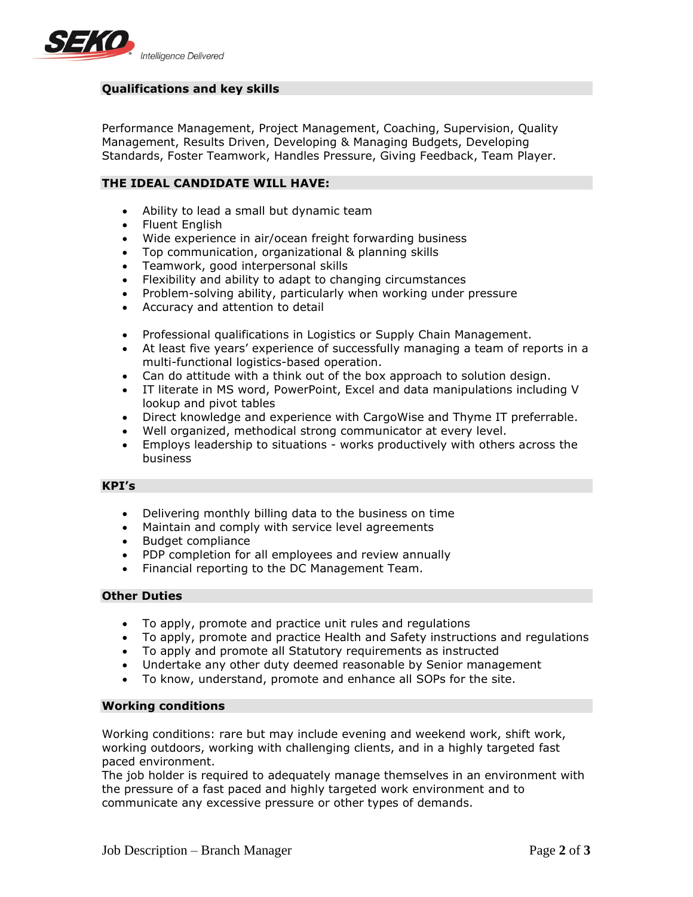## Qualifications and key skills

Performance Management, Project Management, Coaching, Supervision, Quality Management, Results Driven, Developing & Managing Budgets, Developing Standards, Foster Teamwork, Handles Pressure, Giving Feedback, Team Player.

## THE IDEAL CANDIDATE WILL HAVE:

- Ability to lead a small but dynamic team
- Fluent English
- Wide experience in air/ocean freight forwarding business
- Top communication, organizational & planning skills
- Teamwork, good interpersonal skills
- Flexibility and ability to adapt to changing circumstances
- Problem-solving ability, particularly when working under pressure
- Accuracy and attention to detail

- Professional qualifications in Logistics or Supply Chain Management.
- At least five years' experience of successfully managing a team of reports in a multi-functional logistics-based operation.
- Can do attitude with a think out of the box approach to solution design.
- IT literate in MS word, PowerPoint, Excel and data manipulations including V lookup and pivot tables
- Direct knowledge and experience with CargoWise and Thyme IT preferrable.
- Well organized, methodical strong communicator at every level.
- Employs leadership to situations - works productively with others across the business

## KPI's

- Delivering monthly billing data to the business on time
- Maintain and comply with service level agreements
- Budget compliance
- PDP completion for all employees and review annually
- Financial reporting to the DC Management Team.

## Other Duties

- To apply, promote and practice unit rules and regulations
- To apply, promote and practice Health and Safety instructions and regulations
- To apply and promote all Statutory requirements as instructed
- Undertake any other duty deemed reasonable by Senior management
- To know, understand, promote and enhance all SOPs for the site.

## Working conditions

Working conditions: rare but may include evening and weekend work, shift work, working outdoors, working with challenging clients, and in a highly targeted fast paced environment.
The job holder is required to adequately manage themselves in an environment with the pressure of a fast paced and highly targeted work environment and to communicate any excessive pressure or other types of demands.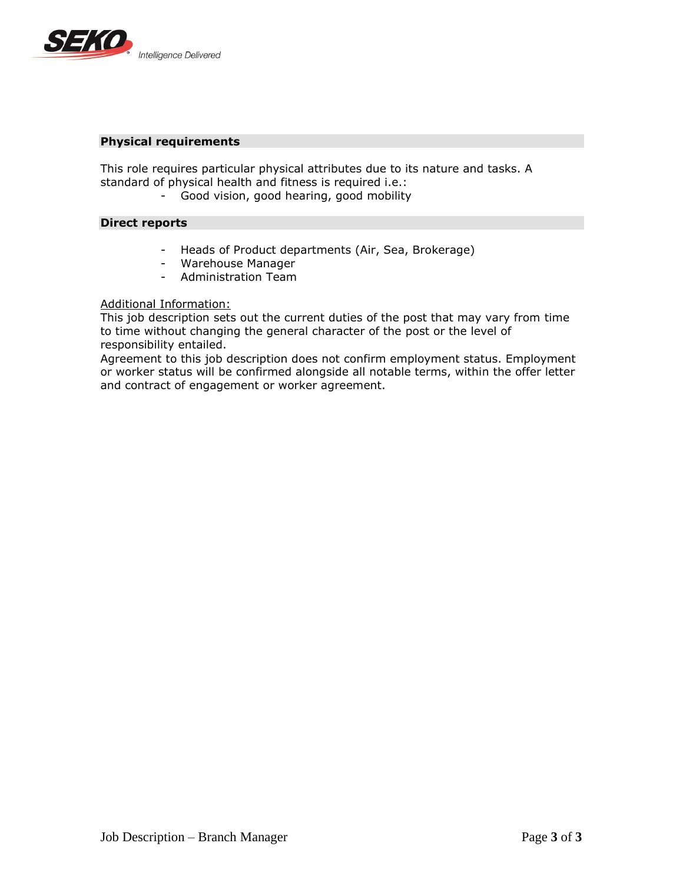## Physical requirements

This role requires particular physical attributes due to its nature and tasks. A standard of physical health and fitness is required i.e.:

- Good vision, good hearing, good mobility

## Direct reports

- Heads of Product departments (Air, Sea, Brokerage)
- Warehouse Manager
- Administration Team

Additional Information:

This job description sets out the current duties of the post that may vary from time to time without changing the general character of the post or the level of responsibility entailed.

Agreement to this job description does not confirm employment status. Employment or worker status will be confirmed alongside all notable terms, within the offer letter and contract of engagement or worker agreement.